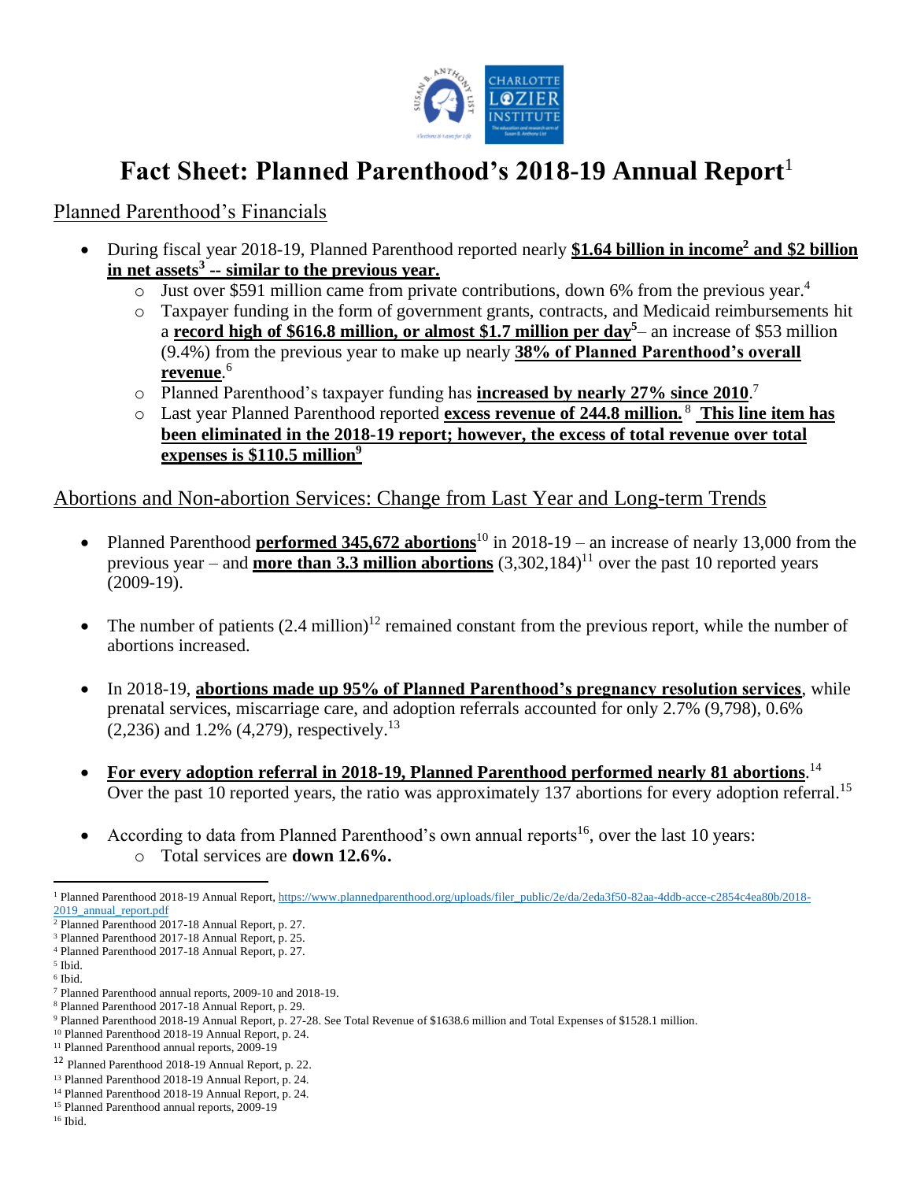# Fact Sheet: Planned Parenthood's 2018-19 Annual Report[1]

## Planned Parenthood's Financials

- During fiscal year 2018-19, Planned Parenthood reported nearly **$1.64 billion in income[2] and $2 billion in net assets[3] -- similar to the previous year.**
  - Just over $591 million came from private contributions, down 6% from the previous year.[4]
  - Taxpayer funding in the form of government grants, contracts, and Medicaid reimbursements hit a **record high of $616.8 million, or almost $1.7 million per day[5]**– an increase of $53 million (9.4%) from the previous year to make up nearly **38% of Planned Parenthood's overall revenue**.[6]
  - Planned Parenthood's taxpayer funding has **increased by nearly 27% since 2010**.[7]
  - Last year Planned Parenthood reported **excess revenue of 244.8 million.**[8] **This line item has been eliminated in the 2018-19 report; however, the excess of total revenue over total expenses is $110.5 million[9]**

## Abortions and Non-abortion Services: Change from Last Year and Long-term Trends

- Planned Parenthood **performed 345,672 abortions**[10] in 2018-19 – an increase of nearly 13,000 from the previous year – and **more than 3.3 million abortions** (3,302,184)[11] over the past 10 reported years (2009-19).

- The number of patients (2.4 million)[12] remained constant from the previous report, while the number of abortions increased.

- In 2018-19, **abortions made up 95% of Planned Parenthood's pregnancy resolution services**, while prenatal services, miscarriage care, and adoption referrals accounted for only 2.7% (9,798), 0.6% (2,236) and 1.2% (4,279), respectively.[13]

- **For every adoption referral in 2018-19, Planned Parenthood performed nearly 81 abortions**.[14] Over the past 10 reported years, the ratio was approximately 137 abortions for every adoption referral.[15]

- According to data from Planned Parenthood's own annual reports[16], over the last 10 years:
  - Total services are **down 12.6%.**

---

[1] Planned Parenthood 2018-19 Annual Report, https://www.plannedparenthood.org/uploads/filer_public/2e/da/2eda3f50-82aa-4ddb-acce-c2854c4ea80b/2018-2019_annual_report.pdf
[2] Planned Parenthood 2017-18 Annual Report, p. 27.
[3] Planned Parenthood 2017-18 Annual Report, p. 25.
[4] Planned Parenthood 2017-18 Annual Report, p. 27.
[5] Ibid.
[6] Ibid.
[7] Planned Parenthood annual reports, 2009-10 and 2018-19.
[8] Planned Parenthood 2017-18 Annual Report, p. 29.
[9] Planned Parenthood 2018-19 Annual Report, p. 27-28. See Total Revenue of $1638.6 million and Total Expenses of $1528.1 million.
[10] Planned Parenthood 2018-19 Annual Report, p. 24.
[11] Planned Parenthood annual reports, 2009-19
[12] Planned Parenthood 2018-19 Annual Report, p. 22.
[13] Planned Parenthood 2018-19 Annual Report, p. 24.
[14] Planned Parenthood 2018-19 Annual Report, p. 24.
[15] Planned Parenthood annual reports, 2009-19
[16] Ibid.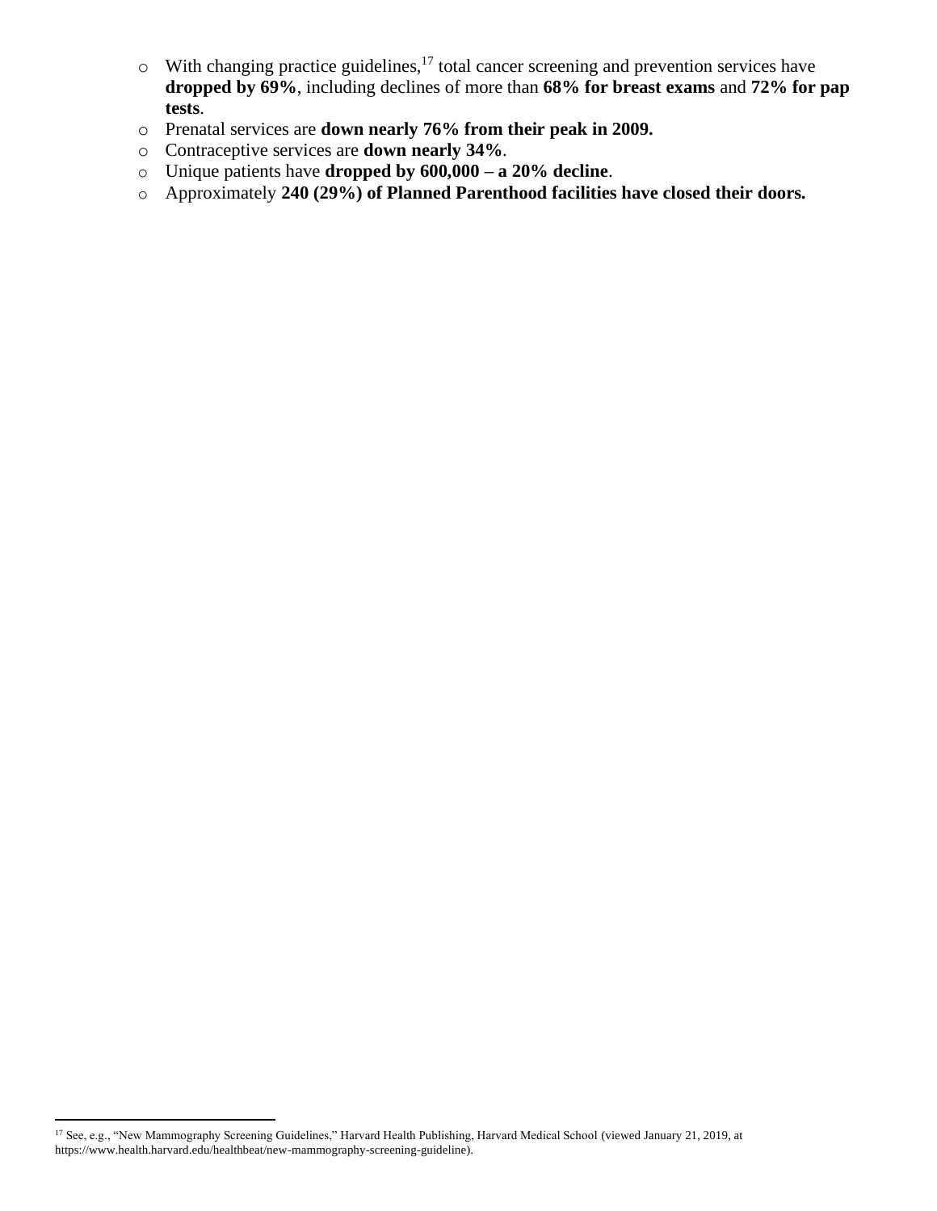- With changing practice guidelines,[17] total cancer screening and prevention services have **dropped by 69%**, including declines of more than **68% for breast exams** and **72% for pap tests**.
- Prenatal services are **down nearly 76% from their peak in 2009.**
- Contraceptive services are **down nearly 34%**.
- Unique patients have **dropped by 600,000 – a 20% decline**.
- Approximately **240 (29%) of Planned Parenthood facilities have closed their doors.**

---

[17] See, e.g., "New Mammography Screening Guidelines," Harvard Health Publishing, Harvard Medical School (viewed January 21, 2019, at https://www.health.harvard.edu/healthbeat/new-mammography-screening-guideline).